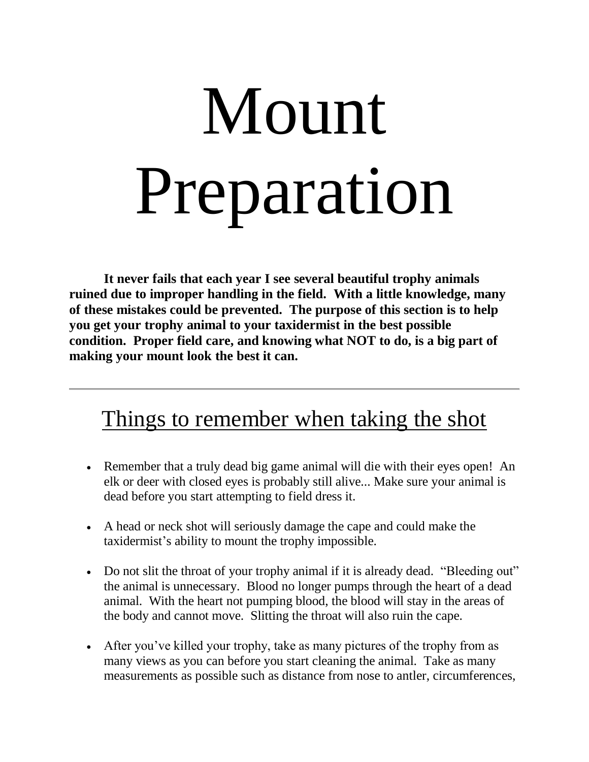# Mount Preparation

**It never fails that each year I see several beautiful trophy animals ruined due to improper handling in the field. With a little knowledge, many of these mistakes could be prevented. The purpose of this section is to help you get your trophy animal to your taxidermist in the best possible condition. Proper field care, and knowing what NOT to do, is a big part of making your mount look the best it can.**

---

## Things to remember when taking the shot

- Remember that a truly dead big game animal will die with their eyes open! An elk or deer with closed eyes is probably still alive... Make sure your animal is dead before you start attempting to field dress it.

- A head or neck shot will seriously damage the cape and could make the taxidermist's ability to mount the trophy impossible.

- Do not slit the throat of your trophy animal if it is already dead. "Bleeding out" the animal is unnecessary. Blood no longer pumps through the heart of a dead animal. With the heart not pumping blood, the blood will stay in the areas of the body and cannot move. Slitting the throat will also ruin the cape.

- After you've killed your trophy, take as many pictures of the trophy from as many views as you can before you start cleaning the animal. Take as many measurements as possible such as distance from nose to antler, circumferences,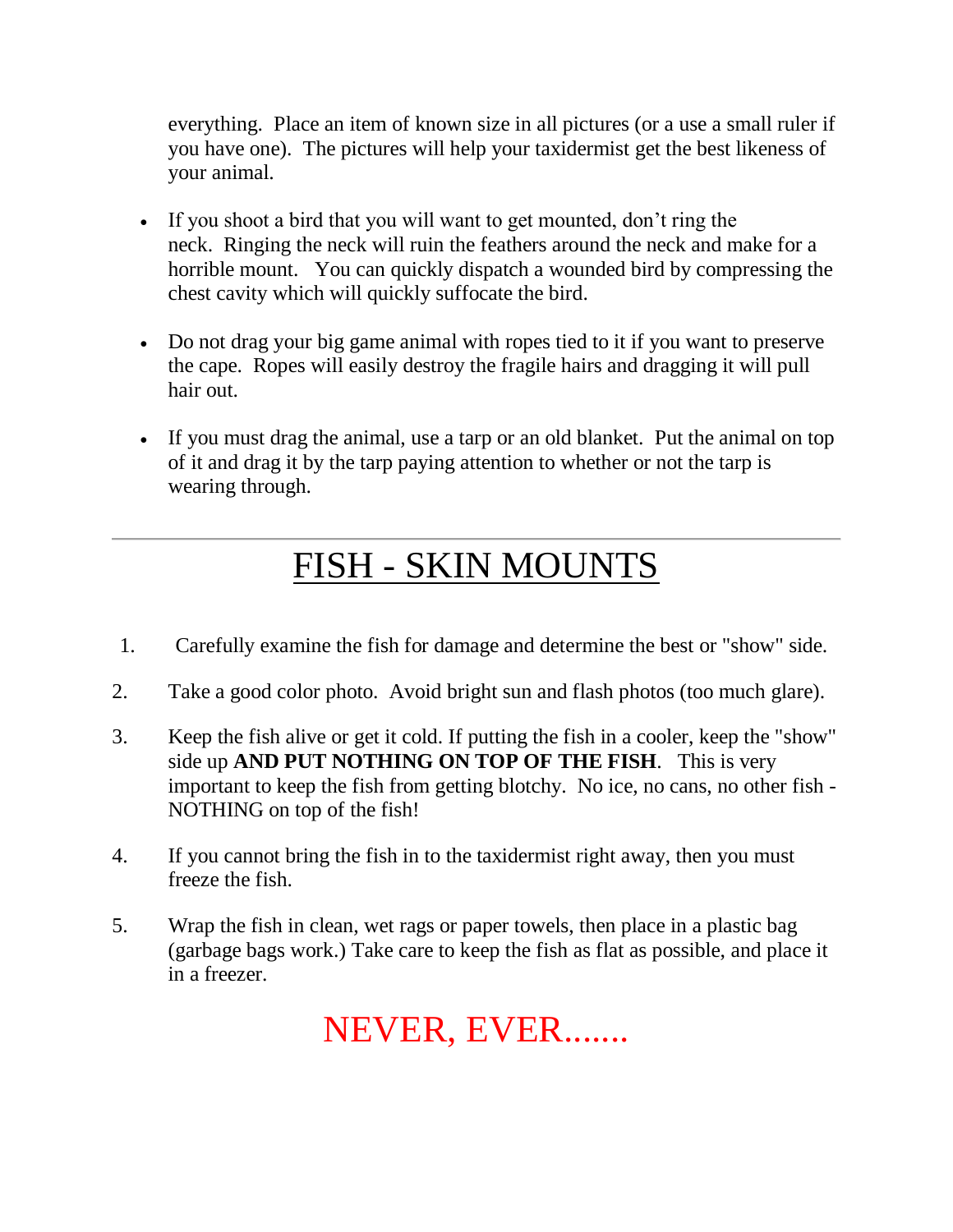everything. Place an item of known size in all pictures (or a use a small ruler if you have one). The pictures will help your taxidermist get the best likeness of your animal.

- If you shoot a bird that you will want to get mounted, don't ring the neck. Ringing the neck will ruin the feathers around the neck and make for a horrible mount. You can quickly dispatch a wounded bird by compressing the chest cavity which will quickly suffocate the bird.

- Do not drag your big game animal with ropes tied to it if you want to preserve the cape. Ropes will easily destroy the fragile hairs and dragging it will pull hair out.

- If you must drag the animal, use a tarp or an old blanket. Put the animal on top of it and drag it by the tarp paying attention to whether or not the tarp is wearing through.

---

# FISH - SKIN MOUNTS

1. Carefully examine the fish for damage and determine the best or "show" side.

2. Take a good color photo. Avoid bright sun and flash photos (too much glare).

3. Keep the fish alive or get it cold. If putting the fish in a cooler, keep the "show" side up **AND PUT NOTHING ON TOP OF THE FISH**. This is very important to keep the fish from getting blotchy. No ice, no cans, no other fish - NOTHING on top of the fish!

4. If you cannot bring the fish in to the taxidermist right away, then you must freeze the fish.

5. Wrap the fish in clean, wet rags or paper towels, then place in a plastic bag (garbage bags work.) Take care to keep the fish as flat as possible, and place it in a freezer.

## NEVER, EVER.......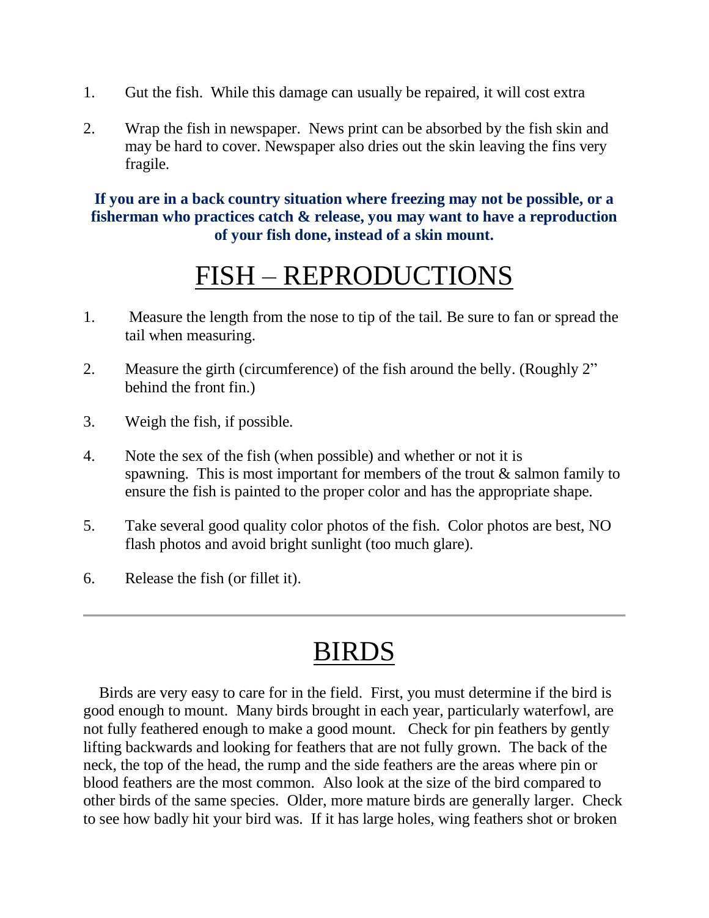1. Gut the fish. While this damage can usually be repaired, it will cost extra

2. Wrap the fish in newspaper. News print can be absorbed by the fish skin and may be hard to cover. Newspaper also dries out the skin leaving the fins very fragile.

**If you are in a back country situation where freezing may not be possible, or a fisherman who practices catch & release, you may want to have a reproduction of your fish done, instead of a skin mount.**

# FISH – REPRODUCTIONS

1. Measure the length from the nose to tip of the tail. Be sure to fan or spread the tail when measuring.

2. Measure the girth (circumference) of the fish around the belly. (Roughly 2" behind the front fin.)

3. Weigh the fish, if possible.

4. Note the sex of the fish (when possible) and whether or not it is spawning. This is most important for members of the trout & salmon family to ensure the fish is painted to the proper color and has the appropriate shape.

5. Take several good quality color photos of the fish. Color photos are best, NO flash photos and avoid bright sunlight (too much glare).

6. Release the fish (or fillet it).

---

# BIRDS

Birds are very easy to care for in the field. First, you must determine if the bird is good enough to mount. Many birds brought in each year, particularly waterfowl, are not fully feathered enough to make a good mount. Check for pin feathers by gently lifting backwards and looking for feathers that are not fully grown. The back of the neck, the top of the head, the rump and the side feathers are the areas where pin or blood feathers are the most common. Also look at the size of the bird compared to other birds of the same species. Older, more mature birds are generally larger. Check to see how badly hit your bird was. If it has large holes, wing feathers shot or broken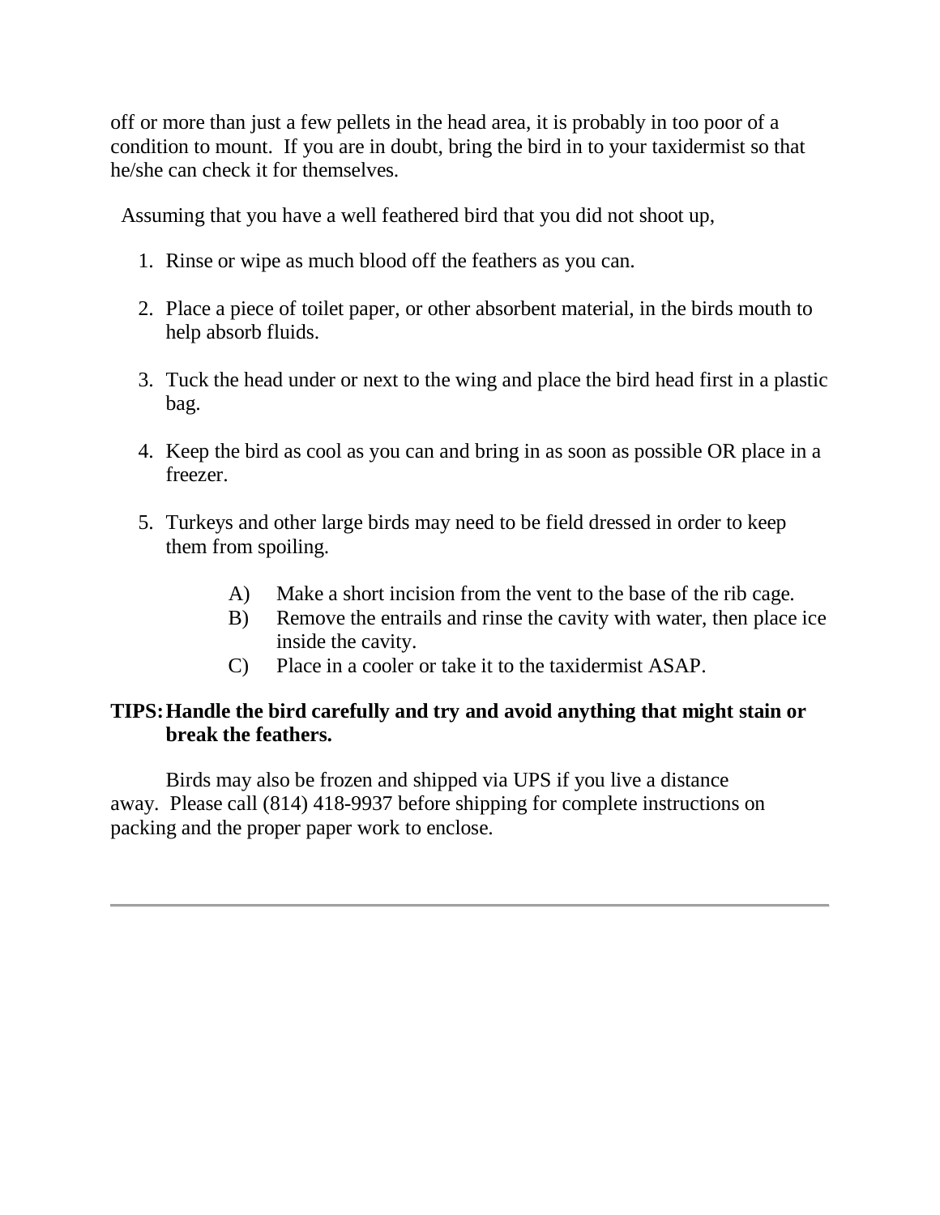off or more than just a few pellets in the head area, it is probably in too poor of a condition to mount. If you are in doubt, bring the bird in to your taxidermist so that he/she can check it for themselves.

Assuming that you have a well feathered bird that you did not shoot up,

1. Rinse or wipe as much blood off the feathers as you can.

2. Place a piece of toilet paper, or other absorbent material, in the birds mouth to help absorb fluids.

3. Tuck the head under or next to the wing and place the bird head first in a plastic bag.

4. Keep the bird as cool as you can and bring in as soon as possible OR place in a freezer.

5. Turkeys and other large birds may need to be field dressed in order to keep them from spoiling.

    A) Make a short incision from the vent to the base of the rib cage.
    B) Remove the entrails and rinse the cavity with water, then place ice inside the cavity.
    C) Place in a cooler or take it to the taxidermist ASAP.

**TIPS: Handle the bird carefully and try and avoid anything that might stain or break the feathers.**

Birds may also be frozen and shipped via UPS if you live a distance away. Please call (814) 418-9937 before shipping for complete instructions on packing and the proper paper work to enclose.

---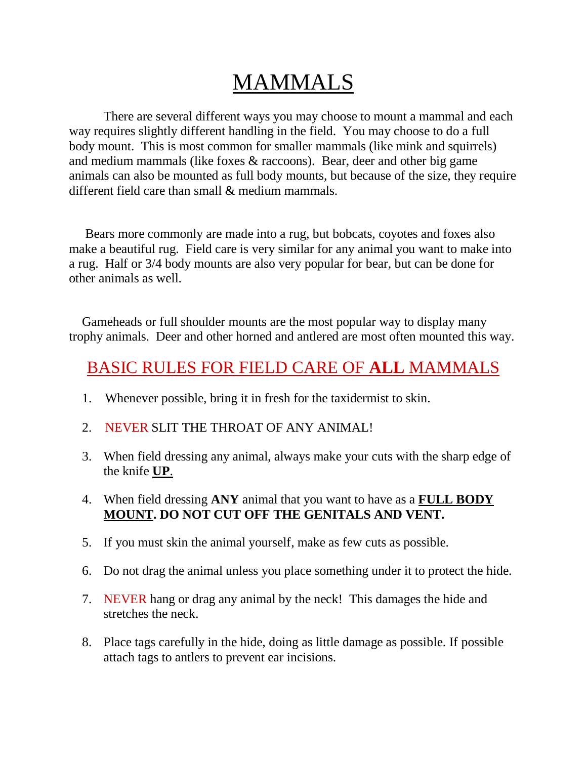# MAMMALS

There are several different ways you may choose to mount a mammal and each way requires slightly different handling in the field. You may choose to do a full body mount. This is most common for smaller mammals (like mink and squirrels) and medium mammals (like foxes & raccoons). Bear, deer and other big game animals can also be mounted as full body mounts, but because of the size, they require different field care than small & medium mammals.

Bears more commonly are made into a rug, but bobcats, coyotes and foxes also make a beautiful rug. Field care is very similar for any animal you want to make into a rug. Half or 3/4 body mounts are also very popular for bear, but can be done for other animals as well.

Gameheads or full shoulder mounts are the most popular way to display many trophy animals. Deer and other horned and antlered are most often mounted this way.

## BASIC RULES FOR FIELD CARE OF **ALL** MAMMALS

1. Whenever possible, bring it in fresh for the taxidermist to skin.
2. NEVER SLIT THE THROAT OF ANY ANIMAL!
3. When field dressing any animal, always make your cuts with the sharp edge of the knife **UP**.
4. When field dressing **ANY** animal that you want to have as a **FULL BODY MOUNT. DO NOT CUT OFF THE GENITALS AND VENT.**
5. If you must skin the animal yourself, make as few cuts as possible.
6. Do not drag the animal unless you place something under it to protect the hide.
7. NEVER hang or drag any animal by the neck! This damages the hide and stretches the neck.
8. Place tags carefully in the hide, doing as little damage as possible. If possible attach tags to antlers to prevent ear incisions.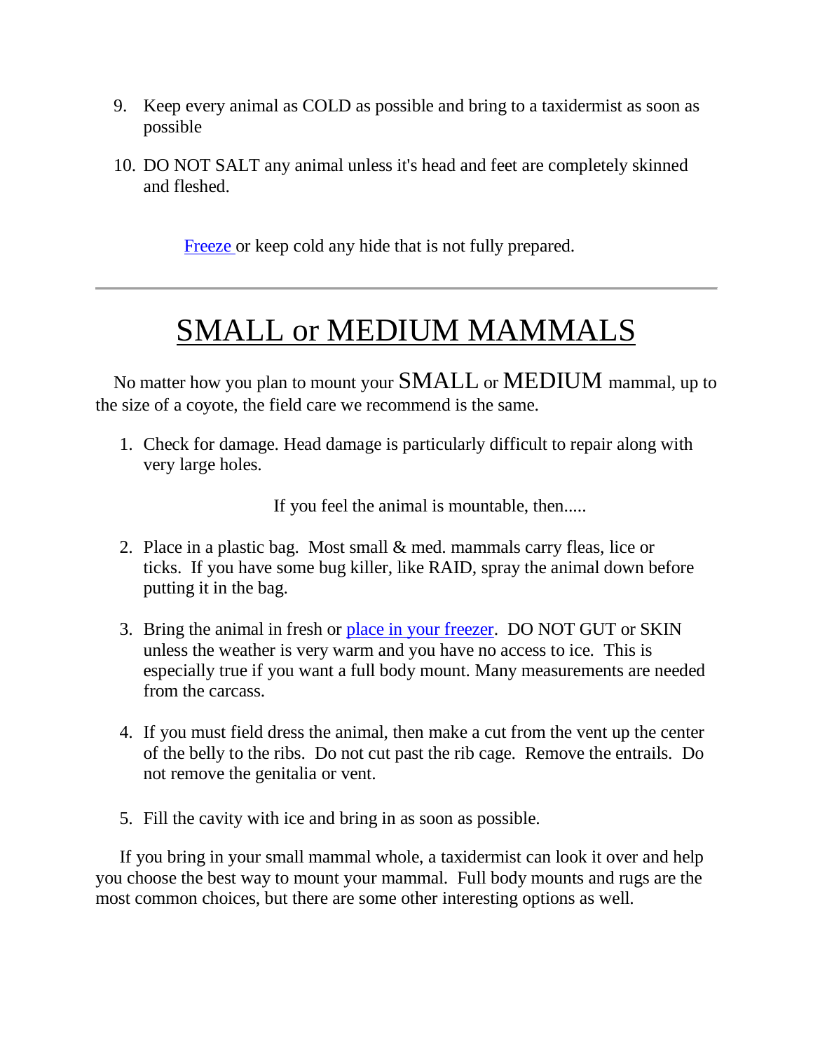9. Keep every animal as COLD as possible and bring to a taxidermist as soon as possible

10. DO NOT SALT any animal unless it's head and feet are completely skinned and fleshed.

Freeze or keep cold any hide that is not fully prepared.

---

# SMALL or MEDIUM MAMMALS

No matter how you plan to mount your SMALL or MEDIUM mammal, up to the size of a coyote, the field care we recommend is the same.

1. Check for damage. Head damage is particularly difficult to repair along with very large holes.

If you feel the animal is mountable, then.....

2. Place in a plastic bag. Most small & med. mammals carry fleas, lice or ticks. If you have some bug killer, like RAID, spray the animal down before putting it in the bag.

3. Bring the animal in fresh or place in your freezer. DO NOT GUT or SKIN unless the weather is very warm and you have no access to ice. This is especially true if you want a full body mount. Many measurements are needed from the carcass.

4. If you must field dress the animal, then make a cut from the vent up the center of the belly to the ribs. Do not cut past the rib cage. Remove the entrails. Do not remove the genitalia or vent.

5. Fill the cavity with ice and bring in as soon as possible.

If you bring in your small mammal whole, a taxidermist can look it over and help you choose the best way to mount your mammal. Full body mounts and rugs are the most common choices, but there are some other interesting options as well.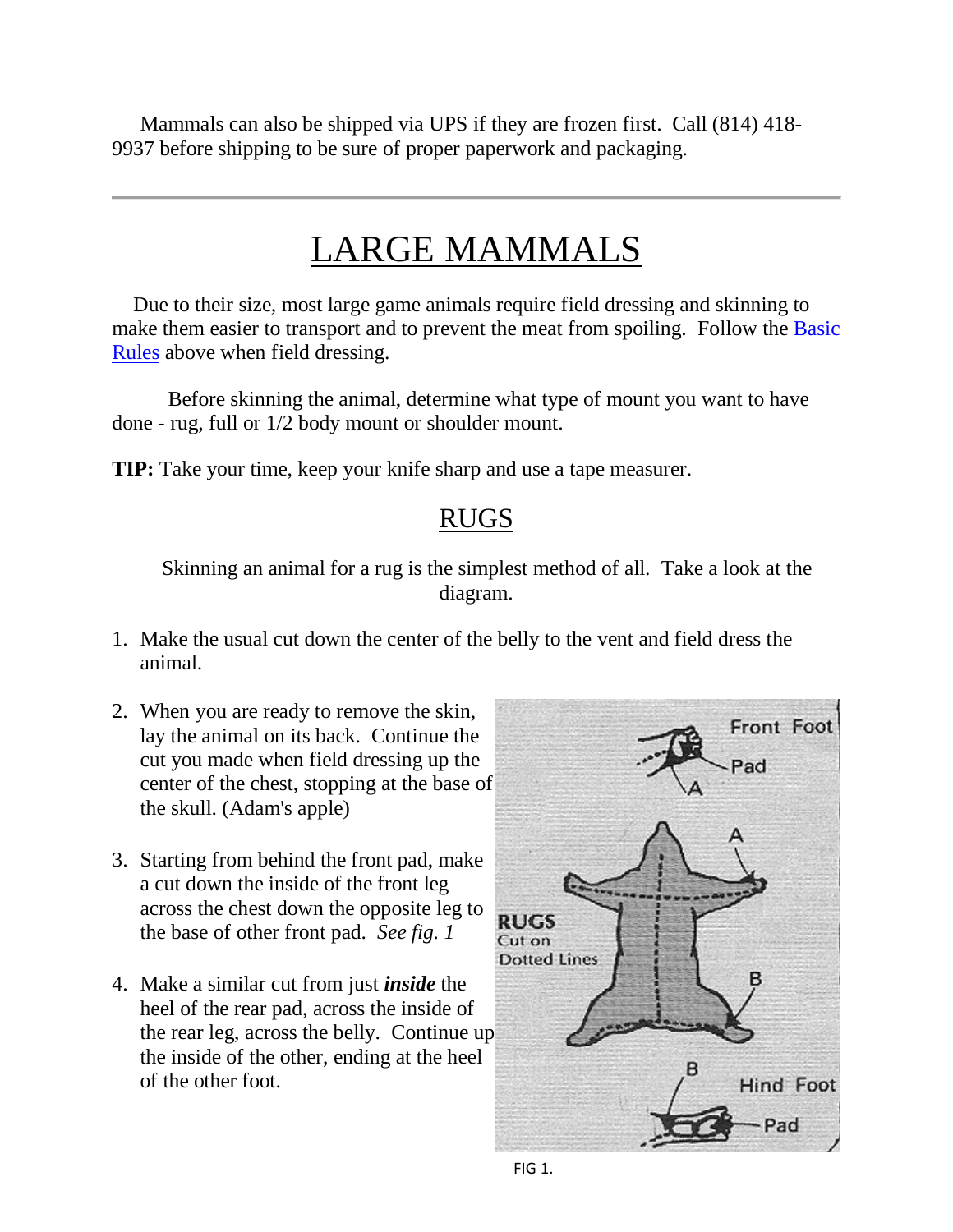Mammals can also be shipped via UPS if they are frozen first. Call (814) 418-9937 before shipping to be sure of proper paperwork and packaging.

---

# LARGE MAMMALS

Due to their size, most large game animals require field dressing and skinning to make them easier to transport and to prevent the meat from spoiling. Follow the [Basic Rules](#) above when field dressing.

Before skinning the animal, determine what type of mount you want to have done - rug, full or 1/2 body mount or shoulder mount.

**TIP:** Take your time, keep your knife sharp and use a tape measurer.

## RUGS

Skinning an animal for a rug is the simplest method of all. Take a look at the diagram.

1. Make the usual cut down the center of the belly to the vent and field dress the animal.
2. When you are ready to remove the skin, lay the animal on its back. Continue the cut you made when field dressing up the center of the chest, stopping at the base of the skull. (Adam's apple)
3. Starting from behind the front pad, make a cut down the inside of the front leg across the chest down the opposite leg to the base of other front pad. *See fig. 1*
4. Make a similar cut from just ***inside*** the heel of the rear pad, across the inside of the rear leg, across the belly. Continue up the inside of the other, ending at the heel of the other foot.

FIG 1.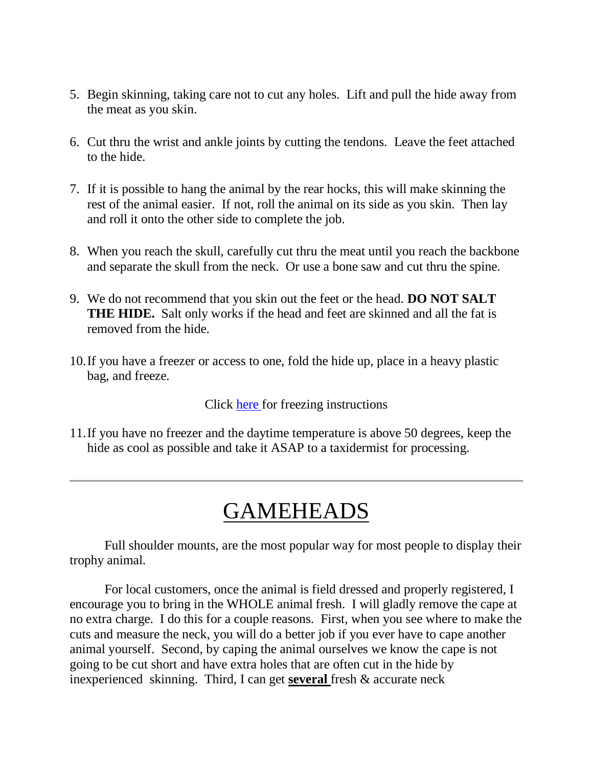5. Begin skinning, taking care not to cut any holes. Lift and pull the hide away from the meat as you skin.

6. Cut thru the wrist and ankle joints by cutting the tendons. Leave the feet attached to the hide.

7. If it is possible to hang the animal by the rear hocks, this will make skinning the rest of the animal easier. If not, roll the animal on its side as you skin. Then lay and roll it onto the other side to complete the job.

8. When you reach the skull, carefully cut thru the meat until you reach the backbone and separate the skull from the neck. Or use a bone saw and cut thru the spine.

9. We do not recommend that you skin out the feet or the head. **DO NOT SALT THE HIDE.** Salt only works if the head and feet are skinned and all the fat is removed from the hide.

10. If you have a freezer or access to one, fold the hide up, place in a heavy plastic bag, and freeze.

Click here for freezing instructions

11. If you have no freezer and the daytime temperature is above 50 degrees, keep the hide as cool as possible and take it ASAP to a taxidermist for processing.

---

# GAMEHEADS

Full shoulder mounts, are the most popular way for most people to display their trophy animal.

For local customers, once the animal is field dressed and properly registered, I encourage you to bring in the WHOLE animal fresh. I will gladly remove the cape at no extra charge. I do this for a couple reasons. First, when you see where to make the cuts and measure the neck, you will do a better job if you ever have to cape another animal yourself. Second, by caping the animal ourselves we know the cape is not going to be cut short and have extra holes that are often cut in the hide by inexperienced skinning. Third, I can get **several** fresh & accurate neck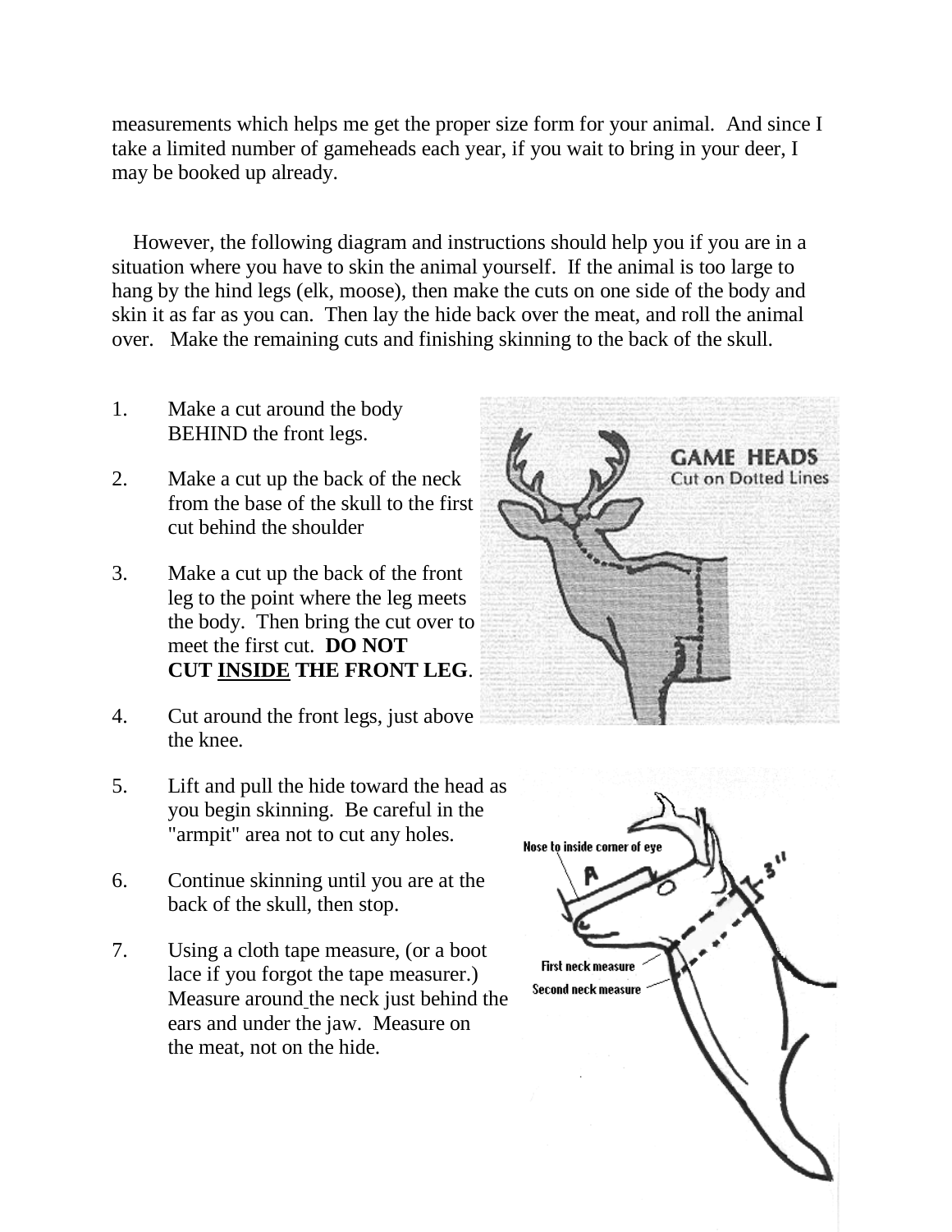measurements which helps me get the proper size form for your animal. And since I take a limited number of gameheads each year, if you wait to bring in your deer, I may be booked up already.

However, the following diagram and instructions should help you if you are in a situation where you have to skin the animal yourself. If the animal is too large to hang by the hind legs (elk, moose), then make the cuts on one side of the body and skin it as far as you can. Then lay the hide back over the meat, and roll the animal over. Make the remaining cuts and finishing skinning to the back of the skull.

1. Make a cut around the body BEHIND the front legs.

2. Make a cut up the back of the neck from the base of the skull to the first cut behind the shoulder

3. Make a cut up the back of the front leg to the point where the leg meets the body. Then bring the cut over to meet the first cut. **DO NOT CUT <u>INSIDE</u> THE FRONT LEG**.

4. Cut around the front legs, just above the knee.

5. Lift and pull the hide toward the head as you begin skinning. Be careful in the "armpit" area not to cut any holes.

6. Continue skinning until you are at the back of the skull, then stop.

7. Using a cloth tape measure, (or a boot lace if you forgot the tape measurer.) Measure around the neck just behind the ears and under the jaw. Measure on the meat, not on the hide.

**GAME HEADS**
Cut on Dotted Lines

Nose to inside corner of eye

A

3"

First neck measure

Second neck measure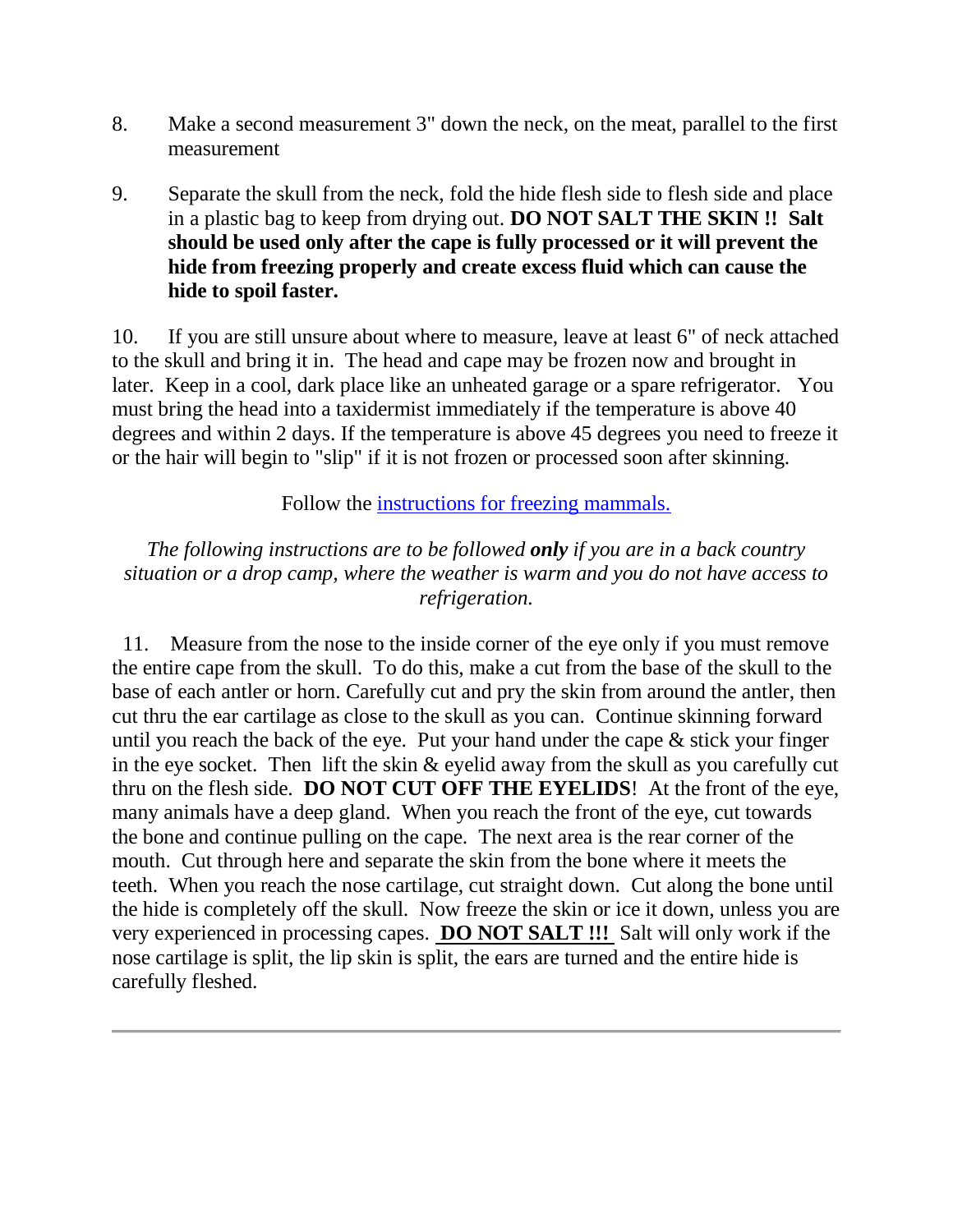8. Make a second measurement 3" down the neck, on the meat, parallel to the first measurement

9. Separate the skull from the neck, fold the hide flesh side to flesh side and place in a plastic bag to keep from drying out. **DO NOT SALT THE SKIN !! Salt should be used only after the cape is fully processed or it will prevent the hide from freezing properly and create excess fluid which can cause the hide to spoil faster.**

10. If you are still unsure about where to measure, leave at least 6" of neck attached to the skull and bring it in. The head and cape may be frozen now and brought in later. Keep in a cool, dark place like an unheated garage or a spare refrigerator. You must bring the head into a taxidermist immediately if the temperature is above 40 degrees and within 2 days. If the temperature is above 45 degrees you need to freeze it or the hair will begin to "slip" if it is not frozen or processed soon after skinning.

Follow the [instructions for freezing mammals.]()

*The following instructions are to be followed **only** if you are in a back country situation or a drop camp, where the weather is warm and you do not have access to refrigeration.*

11. Measure from the nose to the inside corner of the eye only if you must remove the entire cape from the skull. To do this, make a cut from the base of the skull to the base of each antler or horn. Carefully cut and pry the skin from around the antler, then cut thru the ear cartilage as close to the skull as you can. Continue skinning forward until you reach the back of the eye. Put your hand under the cape & stick your finger in the eye socket. Then lift the skin & eyelid away from the skull as you carefully cut thru on the flesh side. **DO NOT CUT OFF THE EYELIDS**! At the front of the eye, many animals have a deep gland. When you reach the front of the eye, cut towards the bone and continue pulling on the cape. The next area is the rear corner of the mouth. Cut through here and separate the skin from the bone where it meets the teeth. When you reach the nose cartilage, cut straight down. Cut along the bone until the hide is completely off the skull. Now freeze the skin or ice it down, unless you are very experienced in processing capes. **DO NOT SALT !!!** Salt will only work if the nose cartilage is split, the lip skin is split, the ears are turned and the entire hide is carefully fleshed.

---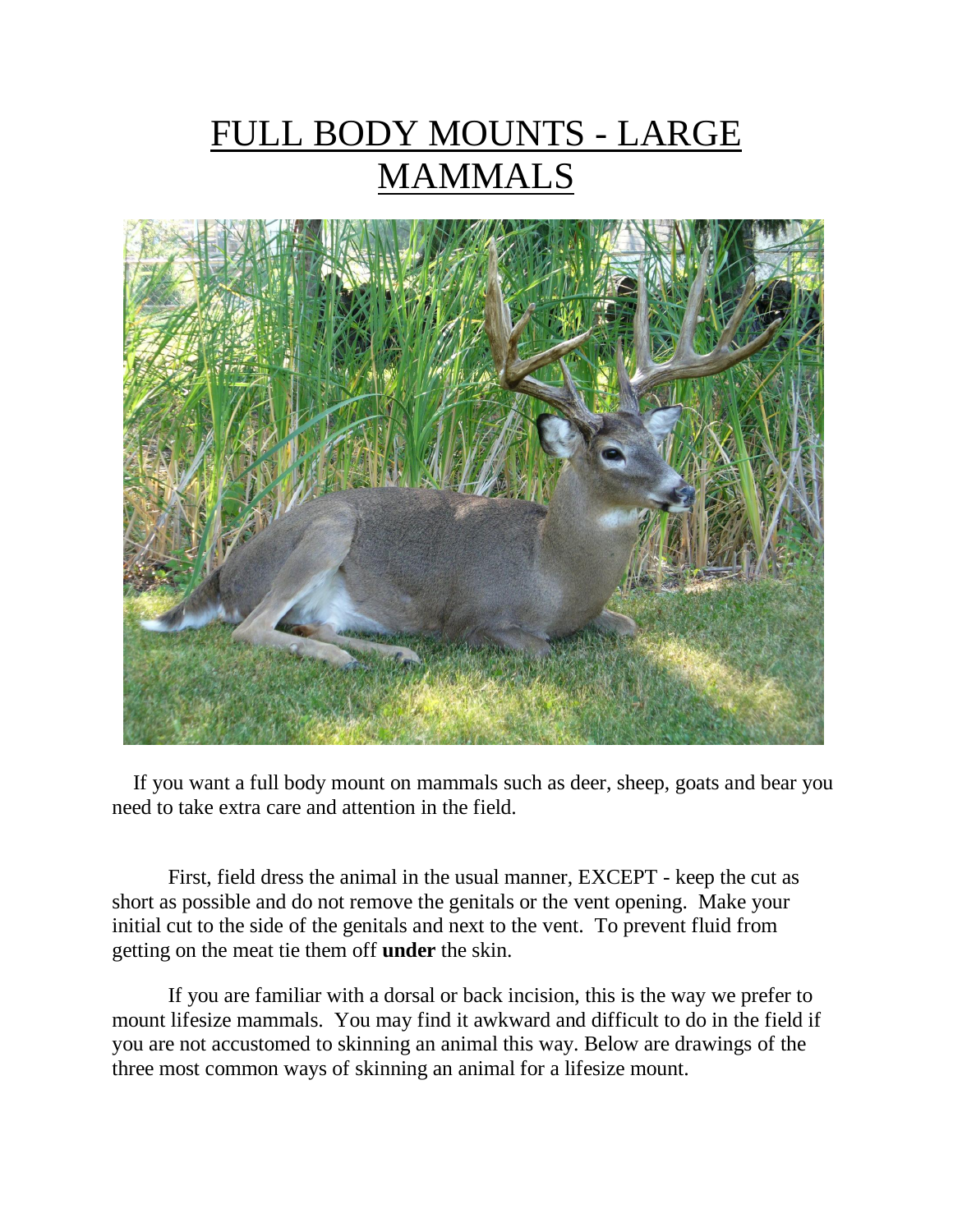# FULL BODY MOUNTS - LARGE MAMMALS

If you want a full body mount on mammals such as deer, sheep, goats and bear you need to take extra care and attention in the field.

First, field dress the animal in the usual manner, EXCEPT - keep the cut as short as possible and do not remove the genitals or the vent opening. Make your initial cut to the side of the genitals and next to the vent. To prevent fluid from getting on the meat tie them off **under** the skin.

If you are familiar with a dorsal or back incision, this is the way we prefer to mount lifesize mammals. You may find it awkward and difficult to do in the field if you are not accustomed to skinning an animal this way. Below are drawings of the three most common ways of skinning an animal for a lifesize mount.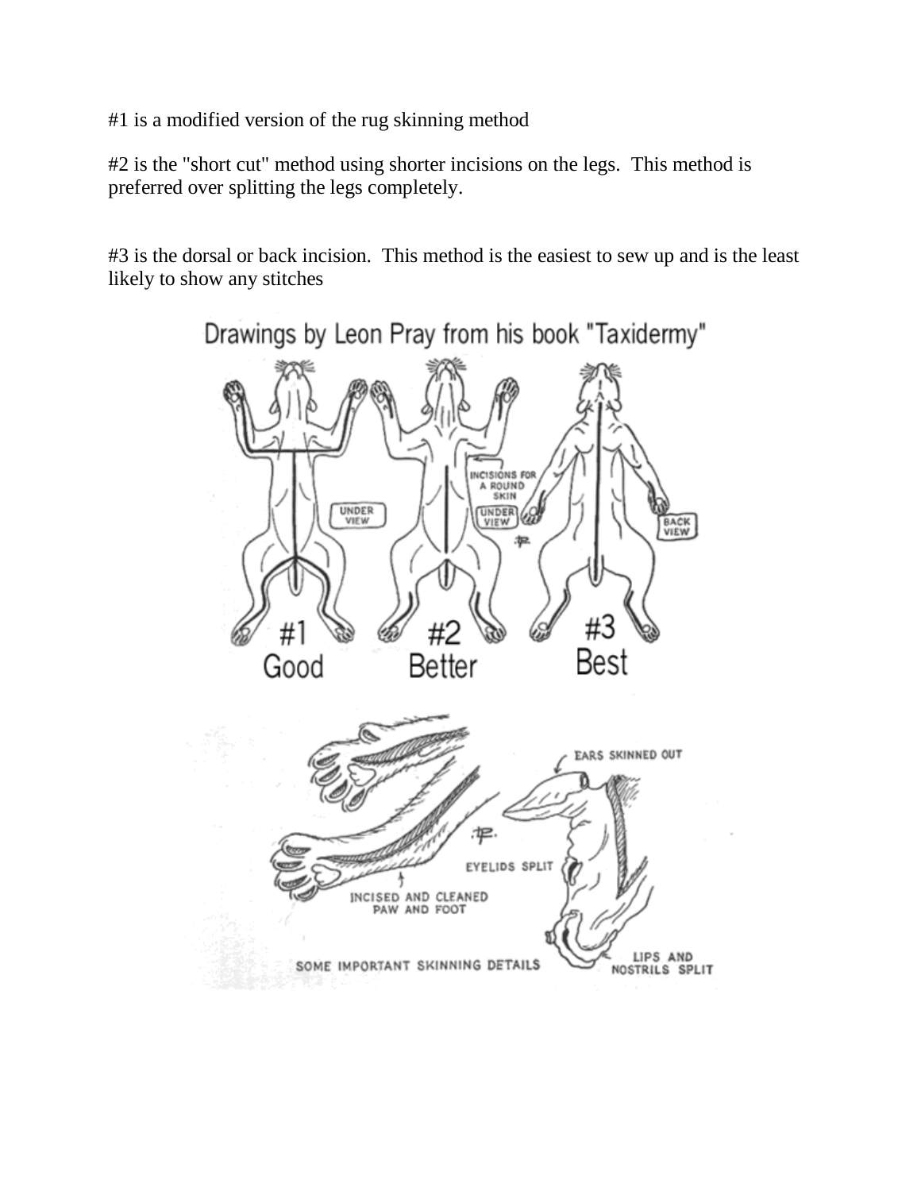#1 is a modified version of the rug skinning method

#2 is the "short cut" method using shorter incisions on the legs. This method is preferred over splitting the legs completely.

#3 is the dorsal or back incision. This method is the easiest to sew up and is the least likely to show any stitches

Drawings by Leon Pray from his book "Taxidermy"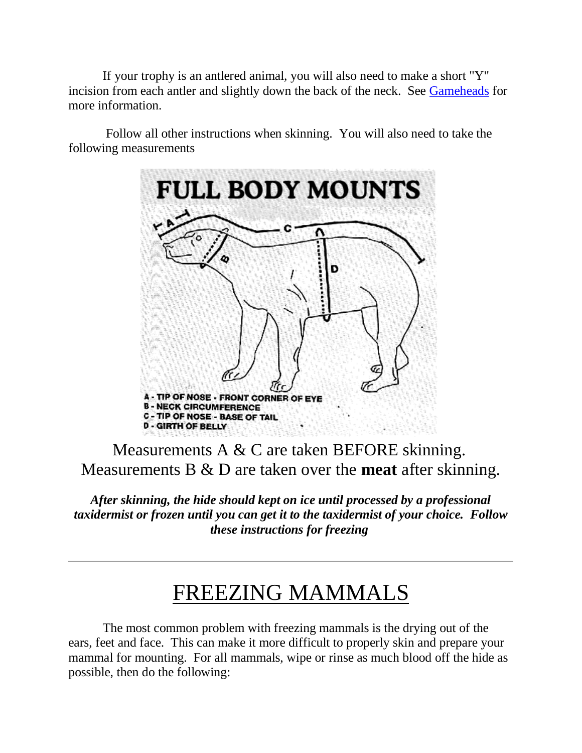If your trophy is an antlered animal, you will also need to make a short "Y" incision from each antler and slightly down the back of the neck. See [Gameheads](Gameheads) for more information.

Follow all other instructions when skinning. You will also need to take the following measurements

FULL BODY MOUNTS

A - TIP OF NOSE - FRONT CORNER OF EYE
B - NECK CIRCUMFERENCE
C - TIP OF NOSE - BASE OF TAIL
D - GIRTH OF BELLY

Measurements A & C are taken BEFORE skinning.
Measurements B & D are taken over the **meat** after skinning.

***After skinning, the hide should kept on ice until processed by a professional taxidermist or frozen until you can get it to the taxidermist of your choice. Follow these instructions for freezing***

---

# FREEZING MAMMALS

The most common problem with freezing mammals is the drying out of the ears, feet and face. This can make it more difficult to properly skin and prepare your mammal for mounting. For all mammals, wipe or rinse as much blood off the hide as possible, then do the following: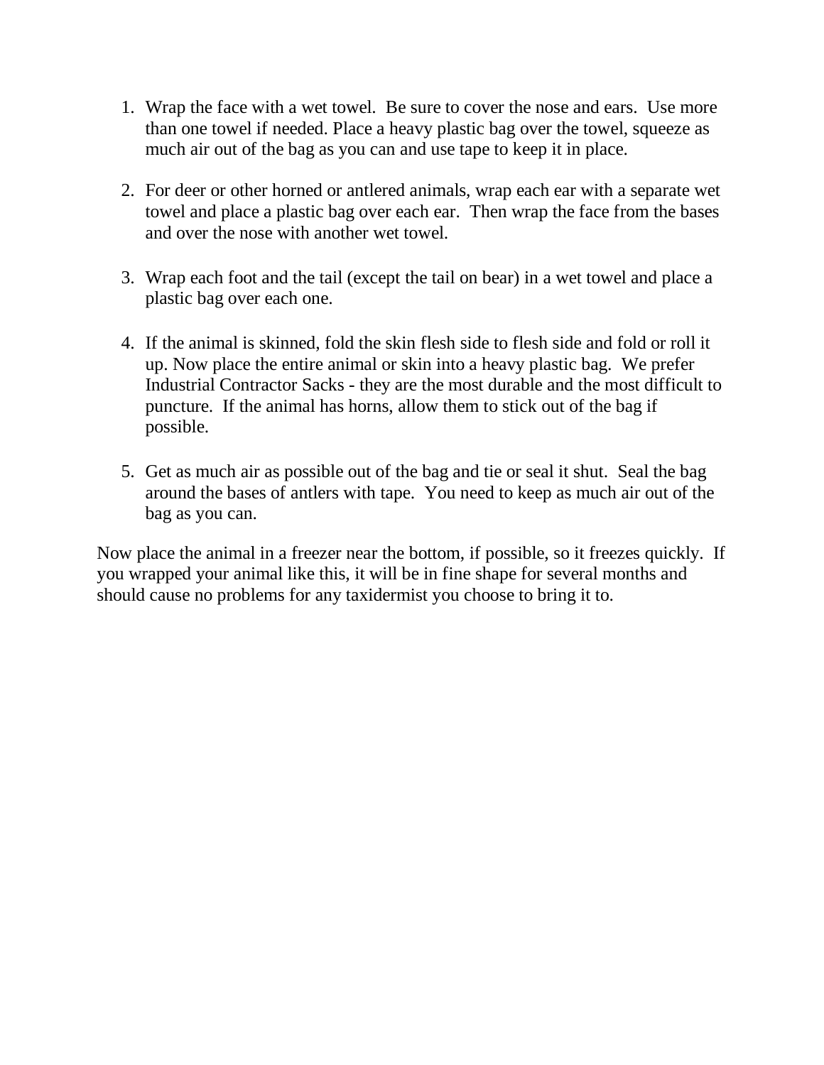1. Wrap the face with a wet towel. Be sure to cover the nose and ears. Use more than one towel if needed. Place a heavy plastic bag over the towel, squeeze as much air out of the bag as you can and use tape to keep it in place.

2. For deer or other horned or antlered animals, wrap each ear with a separate wet towel and place a plastic bag over each ear. Then wrap the face from the bases and over the nose with another wet towel.

3. Wrap each foot and the tail (except the tail on bear) in a wet towel and place a plastic bag over each one.

4. If the animal is skinned, fold the skin flesh side to flesh side and fold or roll it up. Now place the entire animal or skin into a heavy plastic bag. We prefer Industrial Contractor Sacks - they are the most durable and the most difficult to puncture. If the animal has horns, allow them to stick out of the bag if possible.

5. Get as much air as possible out of the bag and tie or seal it shut. Seal the bag around the bases of antlers with tape. You need to keep as much air out of the bag as you can.

Now place the animal in a freezer near the bottom, if possible, so it freezes quickly. If you wrapped your animal like this, it will be in fine shape for several months and should cause no problems for any taxidermist you choose to bring it to.